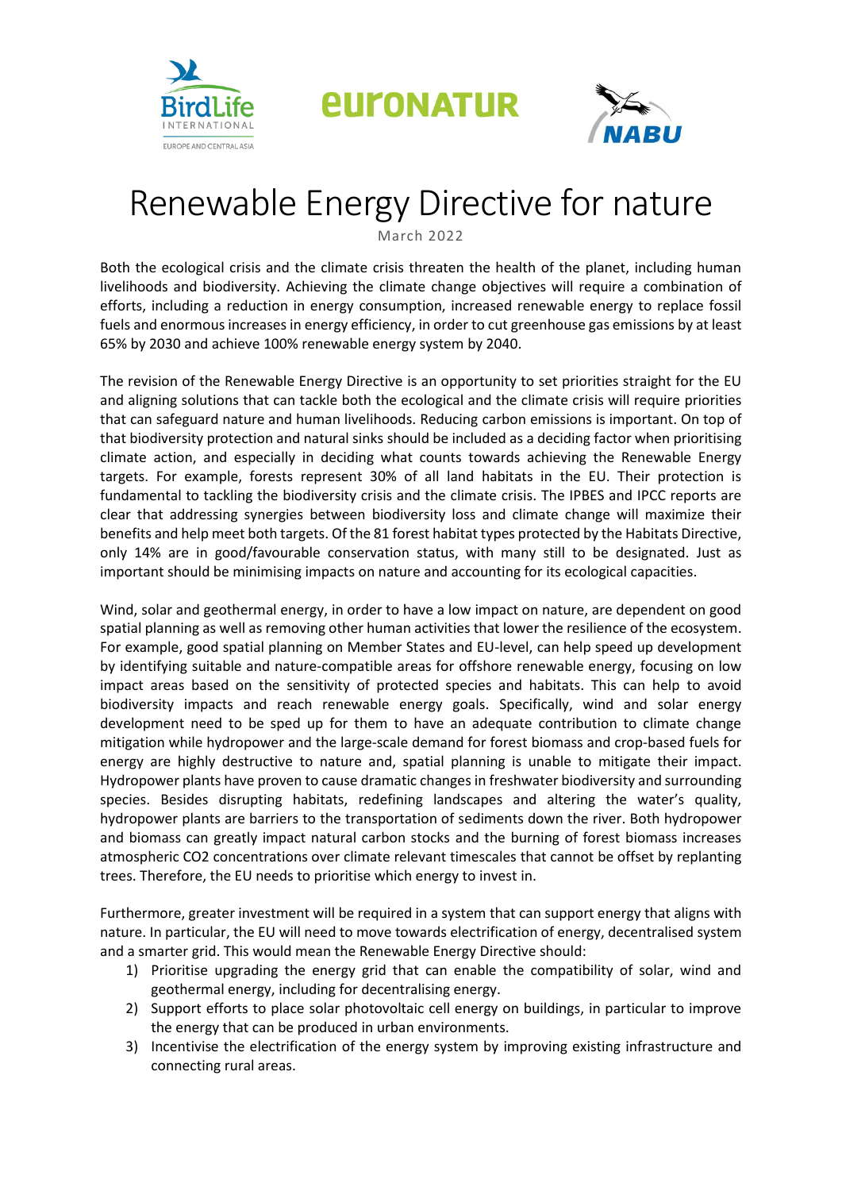# Renewable Energy Directive for nature

March 2022

Both the ecological crisis and the climate crisis threaten the health of the planet, including human livelihoods and biodiversity. Achieving the climate change objectives will require a combination of efforts, including a reduction in energy consumption, increased renewable energy to replace fossil fuels and enormous increases in energy efficiency, in order to cut greenhouse gas emissions by at least 65% by 2030 and achieve 100% renewable energy system by 2040.

The revision of the Renewable Energy Directive is an opportunity to set priorities straight for the EU and aligning solutions that can tackle both the ecological and the climate crisis will require priorities that can safeguard nature and human livelihoods. Reducing carbon emissions is important. On top of that biodiversity protection and natural sinks should be included as a deciding factor when prioritising climate action, and especially in deciding what counts towards achieving the Renewable Energy targets. For example, forests represent 30% of all land habitats in the EU. Their protection is fundamental to tackling the biodiversity crisis and the climate crisis. The IPBES and IPCC reports are clear that addressing synergies between biodiversity loss and climate change will maximize their benefits and help meet both targets. Of the 81 forest habitat types protected by the Habitats Directive, only 14% are in good/favourable conservation status, with many still to be designated. Just as important should be minimising impacts on nature and accounting for its ecological capacities.

Wind, solar and geothermal energy, in order to have a low impact on nature, are dependent on good spatial planning as well as removing other human activities that lower the resilience of the ecosystem. For example, good spatial planning on Member States and EU-level, can help speed up development by identifying suitable and nature-compatible areas for offshore renewable energy, focusing on low impact areas based on the sensitivity of protected species and habitats. This can help to avoid biodiversity impacts and reach renewable energy goals. Specifically, wind and solar energy development need to be sped up for them to have an adequate contribution to climate change mitigation while hydropower and the large-scale demand for forest biomass and crop-based fuels for energy are highly destructive to nature and, spatial planning is unable to mitigate their impact. Hydropower plants have proven to cause dramatic changes in freshwater biodiversity and surrounding species. Besides disrupting habitats, redefining landscapes and altering the water's quality, hydropower plants are barriers to the transportation of sediments down the river. Both hydropower and biomass can greatly impact natural carbon stocks and the burning of forest biomass increases atmospheric $CO_2$ concentrations over climate relevant timescales that cannot be offset by replanting trees. Therefore, the EU needs to prioritise which energy to invest in.

Furthermore, greater investment will be required in a system that can support energy that aligns with nature. In particular, the EU will need to move towards electrification of energy, decentralised system and a smarter grid. This would mean the Renewable Energy Directive should:

1) Prioritise upgrading the energy grid that can enable the compatibility of solar, wind and geothermal energy, including for decentralising energy.
2) Support efforts to place solar photovoltaic cell energy on buildings, in particular to improve the energy that can be produced in urban environments.
3) Incentivise the electrification of the energy system by improving existing infrastructure and connecting rural areas.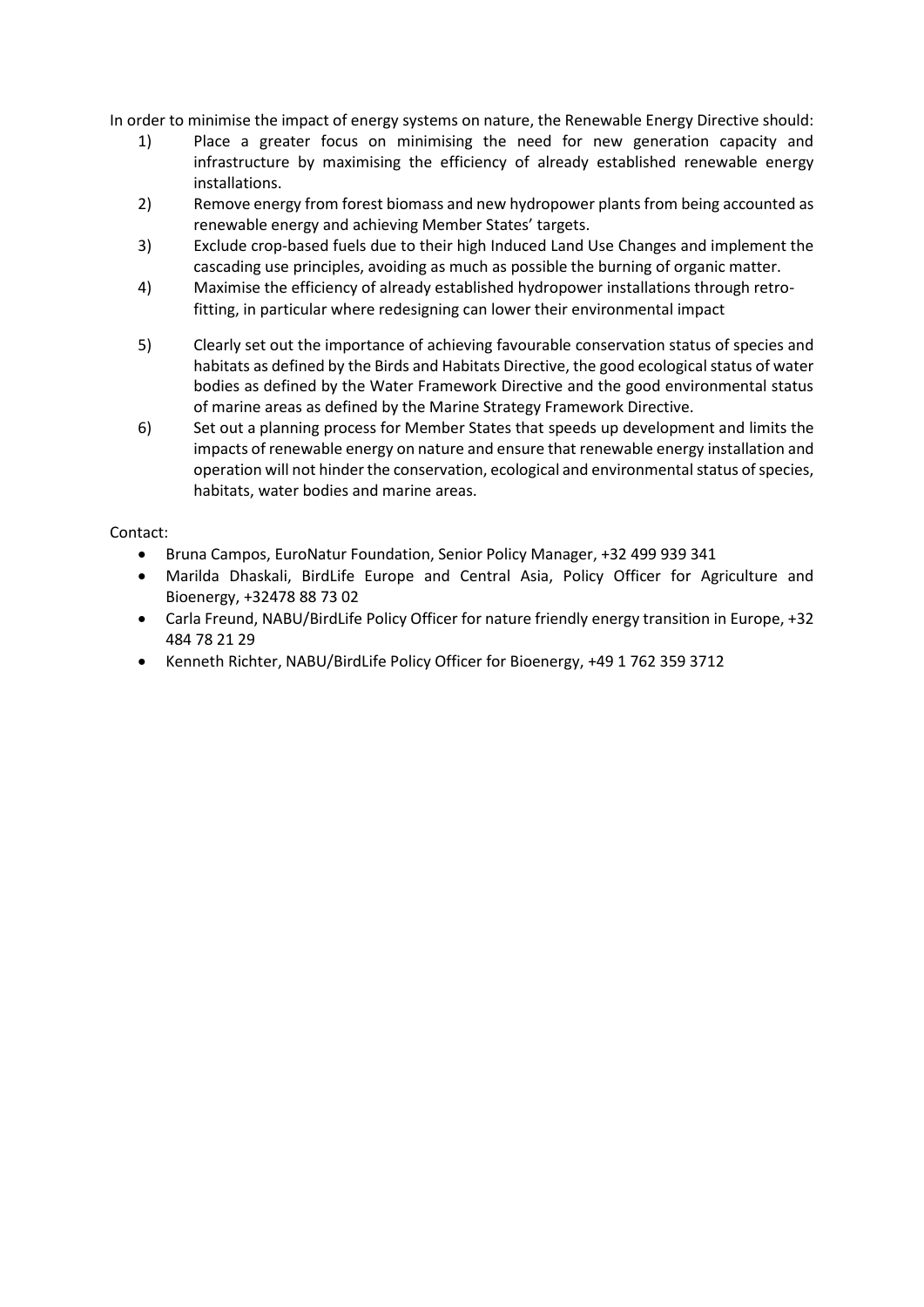In order to minimise the impact of energy systems on nature, the Renewable Energy Directive should:

1) Place a greater focus on minimising the need for new generation capacity and infrastructure by maximising the efficiency of already established renewable energy installations.
2) Remove energy from forest biomass and new hydropower plants from being accounted as renewable energy and achieving Member States' targets.
3) Exclude crop-based fuels due to their high Induced Land Use Changes and implement the cascading use principles, avoiding as much as possible the burning of organic matter.
4) Maximise the efficiency of already established hydropower installations through retro-fitting, in particular where redesigning can lower their environmental impact
5) Clearly set out the importance of achieving favourable conservation status of species and habitats as defined by the Birds and Habitats Directive, the good ecological status of water bodies as defined by the Water Framework Directive and the good environmental status of marine areas as defined by the Marine Strategy Framework Directive.
6) Set out a planning process for Member States that speeds up development and limits the impacts of renewable energy on nature and ensure that renewable energy installation and operation will not hinder the conservation, ecological and environmental status of species, habitats, water bodies and marine areas.

Contact:

- Bruna Campos, EuroNatur Foundation, Senior Policy Manager, +32 499 939 341
- Marilda Dhaskali, BirdLife Europe and Central Asia, Policy Officer for Agriculture and Bioenergy, +32478 88 73 02
- Carla Freund, NABU/BirdLife Policy Officer for nature friendly energy transition in Europe, +32 484 78 21 29
- Kenneth Richter, NABU/BirdLife Policy Officer for Bioenergy, +49 1 762 359 3712